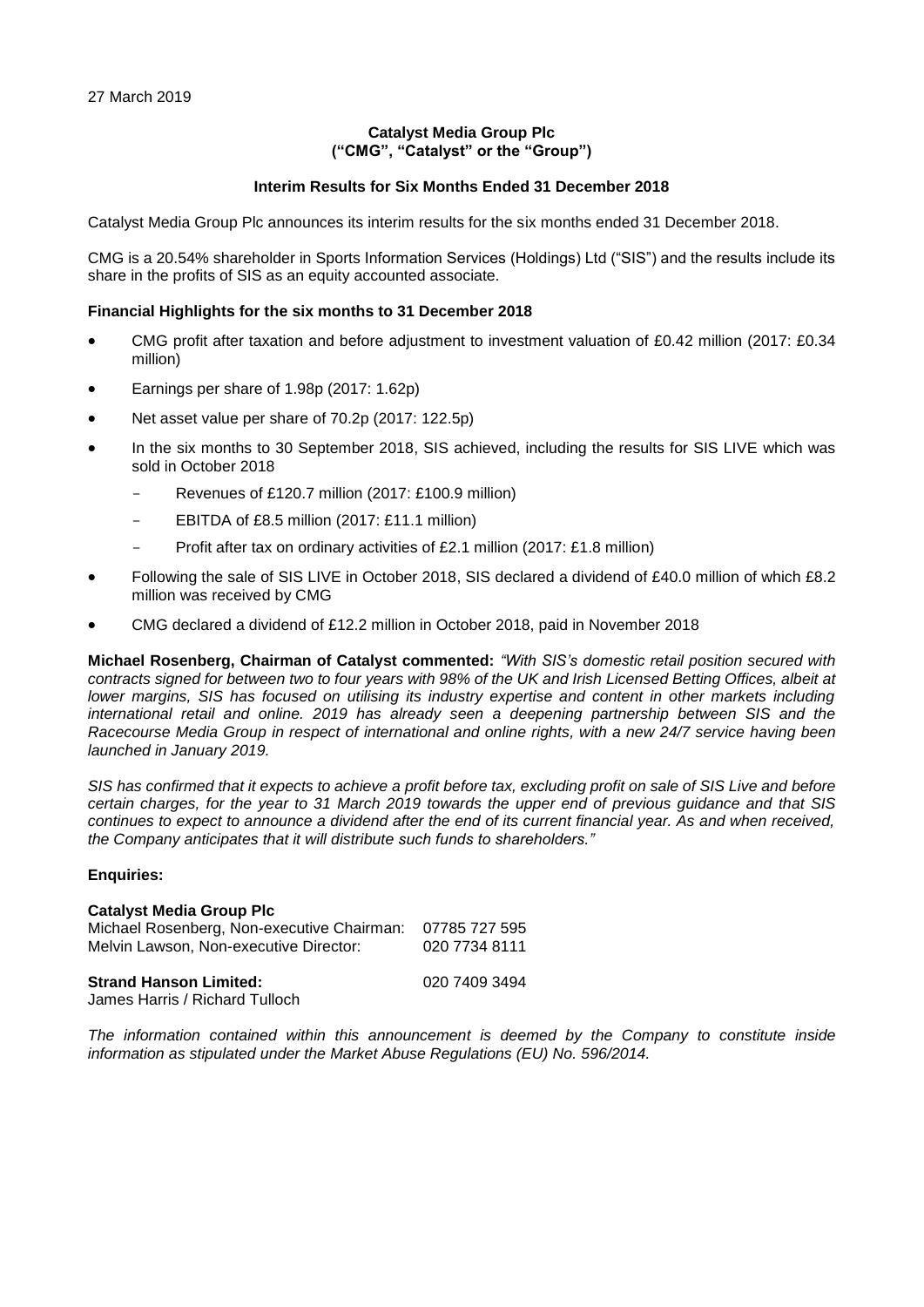27 March 2019

**Catalyst Media Group Plc**
**("CMG", "Catalyst" or the "Group")**

**Interim Results for Six Months Ended 31 December 2018**

Catalyst Media Group Plc announces its interim results for the six months ended 31 December 2018.

CMG is a 20.54% shareholder in Sports Information Services (Holdings) Ltd ("SIS") and the results include its share in the profits of SIS as an equity accounted associate.

**Financial Highlights for the six months to 31 December 2018**

- CMG profit after taxation and before adjustment to investment valuation of £0.42 million (2017: £0.34 million)
- Earnings per share of 1.98p (2017: 1.62p)
- Net asset value per share of 70.2p (2017: 122.5p)
- In the six months to 30 September 2018, SIS achieved, including the results for SIS LIVE which was sold in October 2018
  - Revenues of £120.7 million (2017: £100.9 million)
  - EBITDA of £8.5 million (2017: £11.1 million)
  - Profit after tax on ordinary activities of £2.1 million (2017: £1.8 million)
- Following the sale of SIS LIVE in October 2018, SIS declared a dividend of £40.0 million of which £8.2 million was received by CMG
- CMG declared a dividend of £12.2 million in October 2018, paid in November 2018

**Michael Rosenberg, Chairman of Catalyst commented:** *"With SIS's domestic retail position secured with contracts signed for between two to four years with 98% of the UK and Irish Licensed Betting Offices, albeit at lower margins, SIS has focused on utilising its industry expertise and content in other markets including international retail and online. 2019 has already seen a deepening partnership between SIS and the Racecourse Media Group in respect of international and online rights, with a new 24/7 service having been launched in January 2019.*

*SIS has confirmed that it expects to achieve a profit before tax, excluding profit on sale of SIS Live and before certain charges, for the year to 31 March 2019 towards the upper end of previous guidance and that SIS continues to expect to announce a dividend after the end of its current financial year. As and when received, the Company anticipates that it will distribute such funds to shareholders."*

**Enquiries:**

**Catalyst Media Group Plc**
Michael Rosenberg, Non-executive Chairman: 07785 727 595
Melvin Lawson, Non-executive Director: 020 7734 8111

**Strand Hanson Limited:** 020 7409 3494
James Harris / Richard Tulloch

*The information contained within this announcement is deemed by the Company to constitute inside information as stipulated under the Market Abuse Regulations (EU) No. 596/2014.*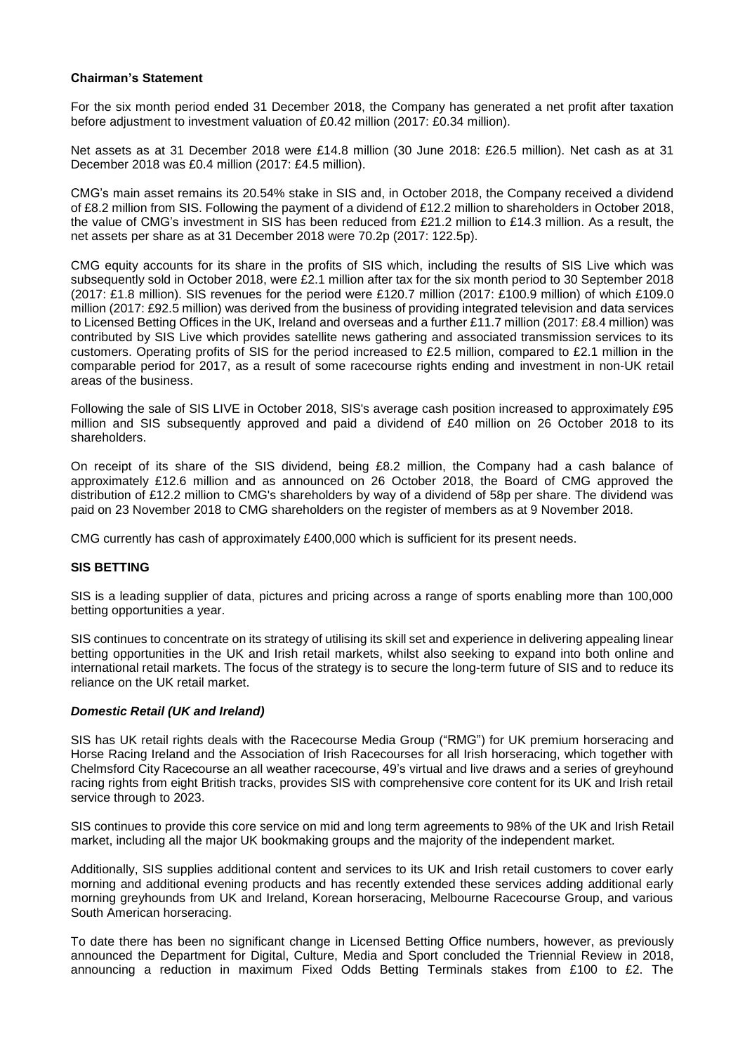**Chairman's Statement**

For the six month period ended 31 December 2018, the Company has generated a net profit after taxation before adjustment to investment valuation of £0.42 million (2017: £0.34 million).

Net assets as at 31 December 2018 were £14.8 million (30 June 2018: £26.5 million). Net cash as at 31 December 2018 was £0.4 million (2017: £4.5 million).

CMG's main asset remains its 20.54% stake in SIS and, in October 2018, the Company received a dividend of £8.2 million from SIS. Following the payment of a dividend of £12.2 million to shareholders in October 2018, the value of CMG's investment in SIS has been reduced from £21.2 million to £14.3 million. As a result, the net assets per share as at 31 December 2018 were 70.2p (2017: 122.5p).

CMG equity accounts for its share in the profits of SIS which, including the results of SIS Live which was subsequently sold in October 2018, were £2.1 million after tax for the six month period to 30 September 2018 (2017: £1.8 million). SIS revenues for the period were £120.7 million (2017: £100.9 million) of which £109.0 million (2017: £92.5 million) was derived from the business of providing integrated television and data services to Licensed Betting Offices in the UK, Ireland and overseas and a further £11.7 million (2017: £8.4 million) was contributed by SIS Live which provides satellite news gathering and associated transmission services to its customers. Operating profits of SIS for the period increased to £2.5 million, compared to £2.1 million in the comparable period for 2017, as a result of some racecourse rights ending and investment in non-UK retail areas of the business.

Following the sale of SIS LIVE in October 2018, SIS's average cash position increased to approximately £95 million and SIS subsequently approved and paid a dividend of £40 million on 26 October 2018 to its shareholders.

On receipt of its share of the SIS dividend, being £8.2 million, the Company had a cash balance of approximately £12.6 million and as announced on 26 October 2018, the Board of CMG approved the distribution of £12.2 million to CMG's shareholders by way of a dividend of 58p per share. The dividend was paid on 23 November 2018 to CMG shareholders on the register of members as at 9 November 2018.

CMG currently has cash of approximately £400,000 which is sufficient for its present needs.

**SIS BETTING**

SIS is a leading supplier of data, pictures and pricing across a range of sports enabling more than 100,000 betting opportunities a year.

SIS continues to concentrate on its strategy of utilising its skill set and experience in delivering appealing linear betting opportunities in the UK and Irish retail markets, whilst also seeking to expand into both online and international retail markets. The focus of the strategy is to secure the long-term future of SIS and to reduce its reliance on the UK retail market.

***Domestic Retail (UK and Ireland)***

SIS has UK retail rights deals with the Racecourse Media Group ("RMG") for UK premium horseracing and Horse Racing Ireland and the Association of Irish Racecourses for all Irish horseracing, which together with Chelmsford City Racecourse an all weather racecourse, 49's virtual and live draws and a series of greyhound racing rights from eight British tracks, provides SIS with comprehensive core content for its UK and Irish retail service through to 2023.

SIS continues to provide this core service on mid and long term agreements to 98% of the UK and Irish Retail market, including all the major UK bookmaking groups and the majority of the independent market.

Additionally, SIS supplies additional content and services to its UK and Irish retail customers to cover early morning and additional evening products and has recently extended these services adding additional early morning greyhounds from UK and Ireland, Korean horseracing, Melbourne Racecourse Group, and various South American horseracing.

To date there has been no significant change in Licensed Betting Office numbers, however, as previously announced the Department for Digital, Culture, Media and Sport concluded the Triennial Review in 2018, announcing a reduction in maximum Fixed Odds Betting Terminals stakes from £100 to £2. The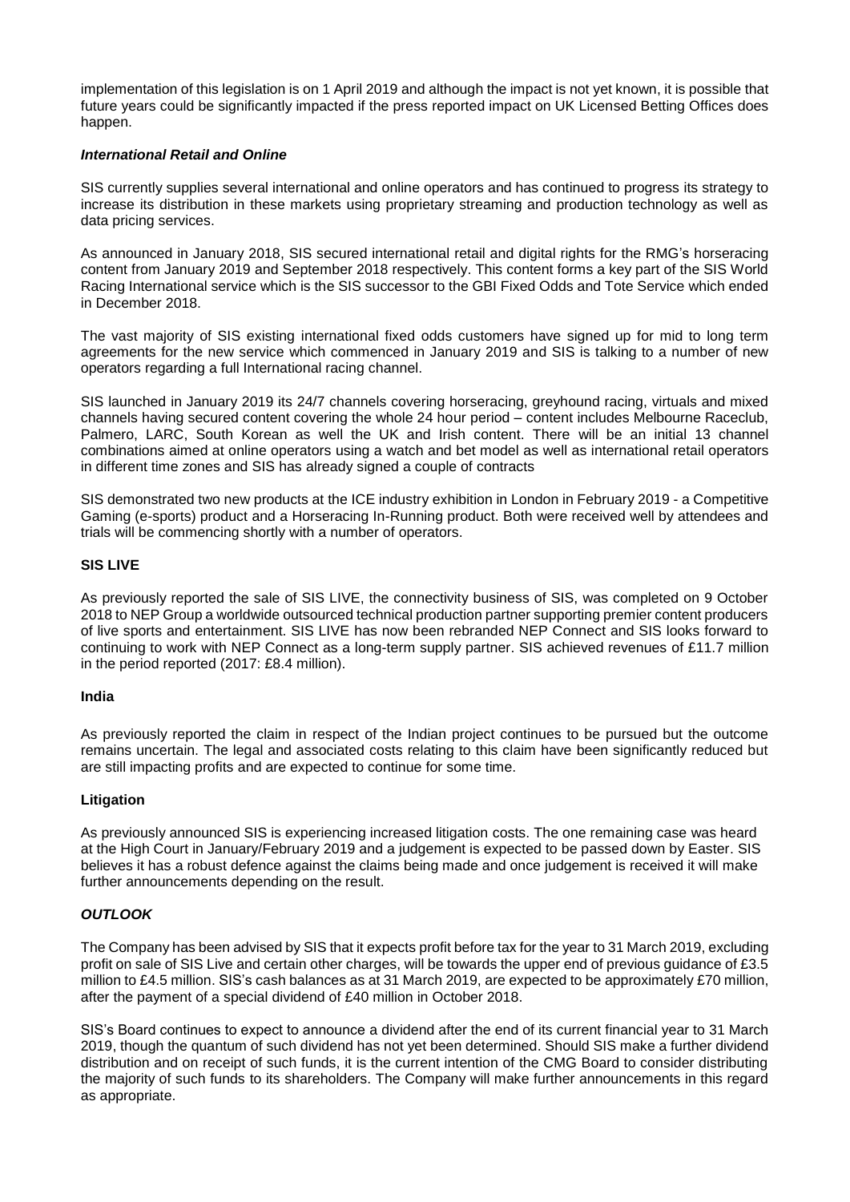implementation of this legislation is on 1 April 2019 and although the impact is not yet known, it is possible that future years could be significantly impacted if the press reported impact on UK Licensed Betting Offices does happen.

### *International Retail and Online*

SIS currently supplies several international and online operators and has continued to progress its strategy to increase its distribution in these markets using proprietary streaming and production technology as well as data pricing services.

As announced in January 2018, SIS secured international retail and digital rights for the RMG's horseracing content from January 2019 and September 2018 respectively. This content forms a key part of the SIS World Racing International service which is the SIS successor to the GBI Fixed Odds and Tote Service which ended in December 2018.

The vast majority of SIS existing international fixed odds customers have signed up for mid to long term agreements for the new service which commenced in January 2019 and SIS is talking to a number of new operators regarding a full International racing channel.

SIS launched in January 2019 its 24/7 channels covering horseracing, greyhound racing, virtuals and mixed channels having secured content covering the whole 24 hour period – content includes Melbourne Raceclub, Palmero, LARC, South Korean as well the UK and Irish content. There will be an initial 13 channel combinations aimed at online operators using a watch and bet model as well as international retail operators in different time zones and SIS has already signed a couple of contracts

SIS demonstrated two new products at the ICE industry exhibition in London in February 2019 - a Competitive Gaming (e-sports) product and a Horseracing In-Running product. Both were received well by attendees and trials will be commencing shortly with a number of operators.

### **SIS LIVE**

As previously reported the sale of SIS LIVE, the connectivity business of SIS, was completed on 9 October 2018 to NEP Group a worldwide outsourced technical production partner supporting premier content producers of live sports and entertainment. SIS LIVE has now been rebranded NEP Connect and SIS looks forward to continuing to work with NEP Connect as a long-term supply partner. SIS achieved revenues of £11.7 million in the period reported (2017: £8.4 million).

### **India**

As previously reported the claim in respect of the Indian project continues to be pursued but the outcome remains uncertain. The legal and associated costs relating to this claim have been significantly reduced but are still impacting profits and are expected to continue for some time.

### **Litigation**

As previously announced SIS is experiencing increased litigation costs. The one remaining case was heard at the High Court in January/February 2019 and a judgement is expected to be passed down by Easter. SIS believes it has a robust defence against the claims being made and once judgement is received it will make further announcements depending on the result.

### ***OUTLOOK***

The Company has been advised by SIS that it expects profit before tax for the year to 31 March 2019, excluding profit on sale of SIS Live and certain other charges, will be towards the upper end of previous guidance of £3.5 million to £4.5 million. SIS's cash balances as at 31 March 2019, are expected to be approximately £70 million, after the payment of a special dividend of £40 million in October 2018.

SIS's Board continues to expect to announce a dividend after the end of its current financial year to 31 March 2019, though the quantum of such dividend has not yet been determined. Should SIS make a further dividend distribution and on receipt of such funds, it is the current intention of the CMG Board to consider distributing the majority of such funds to its shareholders. The Company will make further announcements in this regard as appropriate.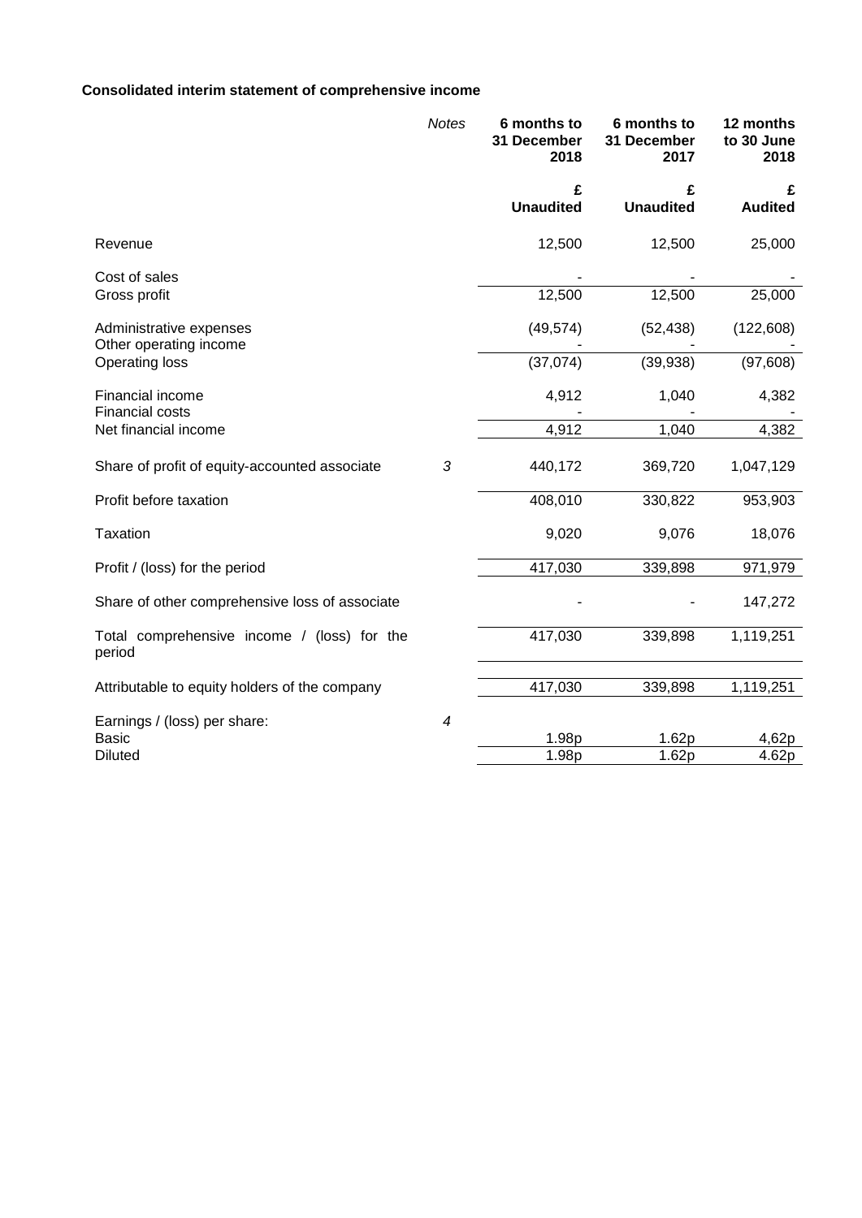**Consolidated interim statement of comprehensive income**

| | *Notes* | **6 months to 31 December 2018** | **6 months to 31 December 2017** | **12 months to 30 June 2018** |
|---|---|---|---|---|
| | | **£** | **£** | **£** |
| | | **Unaudited** | **Unaudited** | **Audited** |
| Revenue | | 12,500 | 12,500 | 25,000 |
| Cost of sales | | - | - | - |
| Gross profit | | 12,500 | 12,500 | 25,000 |
| Administrative expenses | | (49,574) | (52,438) | (122,608) |
| Other operating income | | - | - | - |
| Operating loss | | (37,074) | (39,938) | (97,608) |
| Financial income | | 4,912 | 1,040 | 4,382 |
| Financial costs | | - | - | - |
| Net financial income | | 4,912 | 1,040 | 4,382 |
| Share of profit of equity-accounted associate | *3* | 440,172 | 369,720 | 1,047,129 |
| Profit before taxation | | 408,010 | 330,822 | 953,903 |
| Taxation | | 9,020 | 9,076 | 18,076 |
| Profit / (loss) for the period | | 417,030 | 339,898 | 971,979 |
| Share of other comprehensive loss of associate | | - | - | 147,272 |
| Total comprehensive income / (loss) for the period | | 417,030 | 339,898 | 1,119,251 |
| Attributable to equity holders of the company | | 417,030 | 339,898 | 1,119,251 |
| Earnings / (loss) per share: | *4* | | | |
| Basic | | 1.98p | 1.62p | 4,62p |
| Diluted | | 1.98p | 1.62p | 4.62p |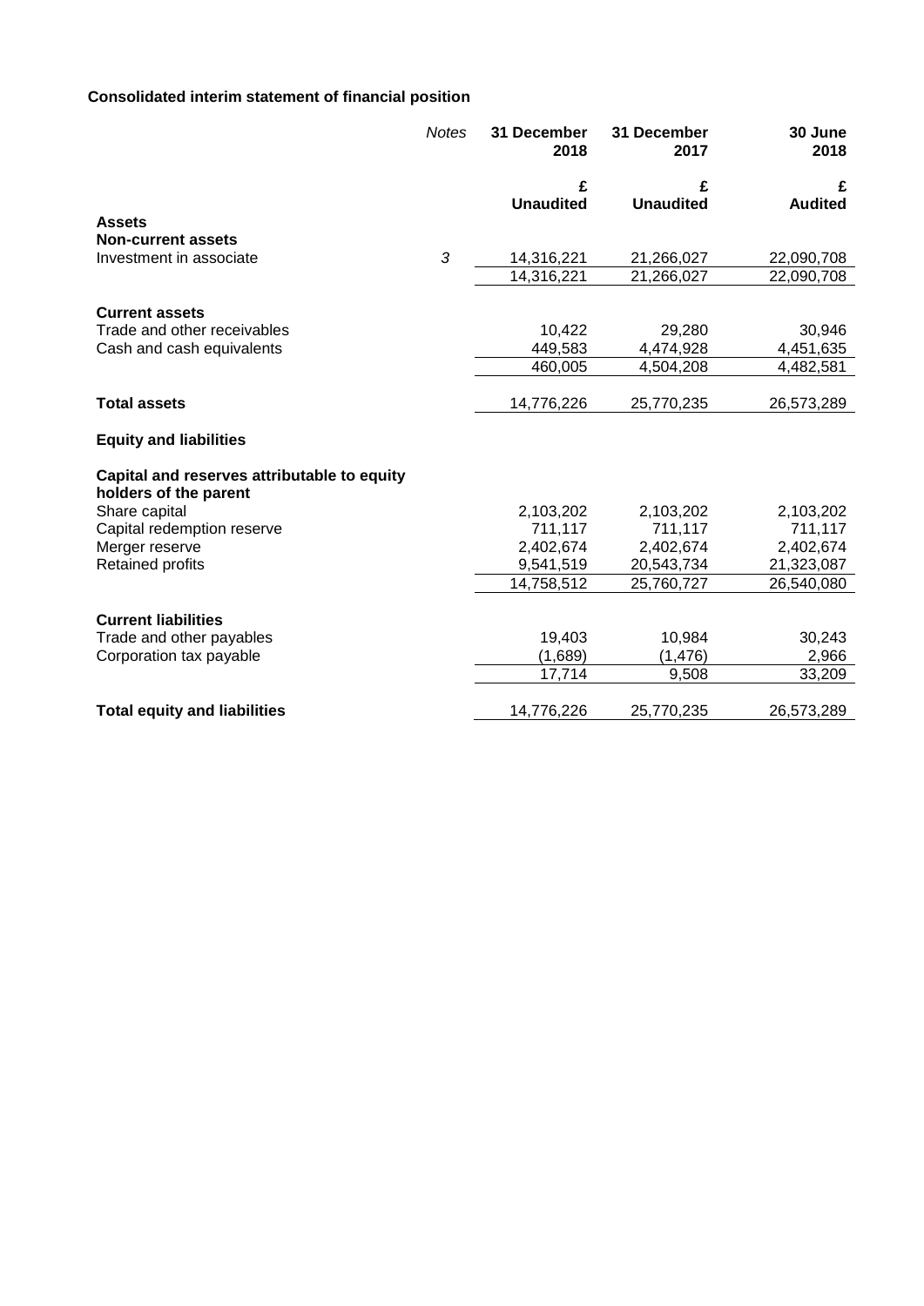## Consolidated interim statement of financial position

| | *Notes* | 31 December 2018 | 31 December 2017 | 30 June 2018 |
|---|---|---|---|---|
| | | £ | £ | £ |
| | | Unaudited | Unaudited | Audited |
| **Assets** | | | | |
| **Non-current assets** | | | | |
| Investment in associate | *3* | 14,316,221 | 21,266,027 | 22,090,708 |
| | | 14,316,221 | 21,266,027 | 22,090,708 |
| **Current assets** | | | | |
| Trade and other receivables | | 10,422 | 29,280 | 30,946 |
| Cash and cash equivalents | | 449,583 | 4,474,928 | 4,451,635 |
| | | 460,005 | 4,504,208 | 4,482,581 |
| **Total assets** | | 14,776,226 | 25,770,235 | 26,573,289 |
| **Equity and liabilities** | | | | |
| **Capital and reserves attributable to equity holders of the parent** | | | | |
| Share capital | | 2,103,202 | 2,103,202 | 2,103,202 |
| Capital redemption reserve | | 711,117 | 711,117 | 711,117 |
| Merger reserve | | 2,402,674 | 2,402,674 | 2,402,674 |
| Retained profits | | 9,541,519 | 20,543,734 | 21,323,087 |
| | | 14,758,512 | 25,760,727 | 26,540,080 |
| **Current liabilities** | | | | |
| Trade and other payables | | 19,403 | 10,984 | 30,243 |
| Corporation tax payable | | (1,689) | (1,476) | 2,966 |
| | | 17,714 | 9,508 | 33,209 |
| **Total equity and liabilities** | | 14,776,226 | 25,770,235 | 26,573,289 |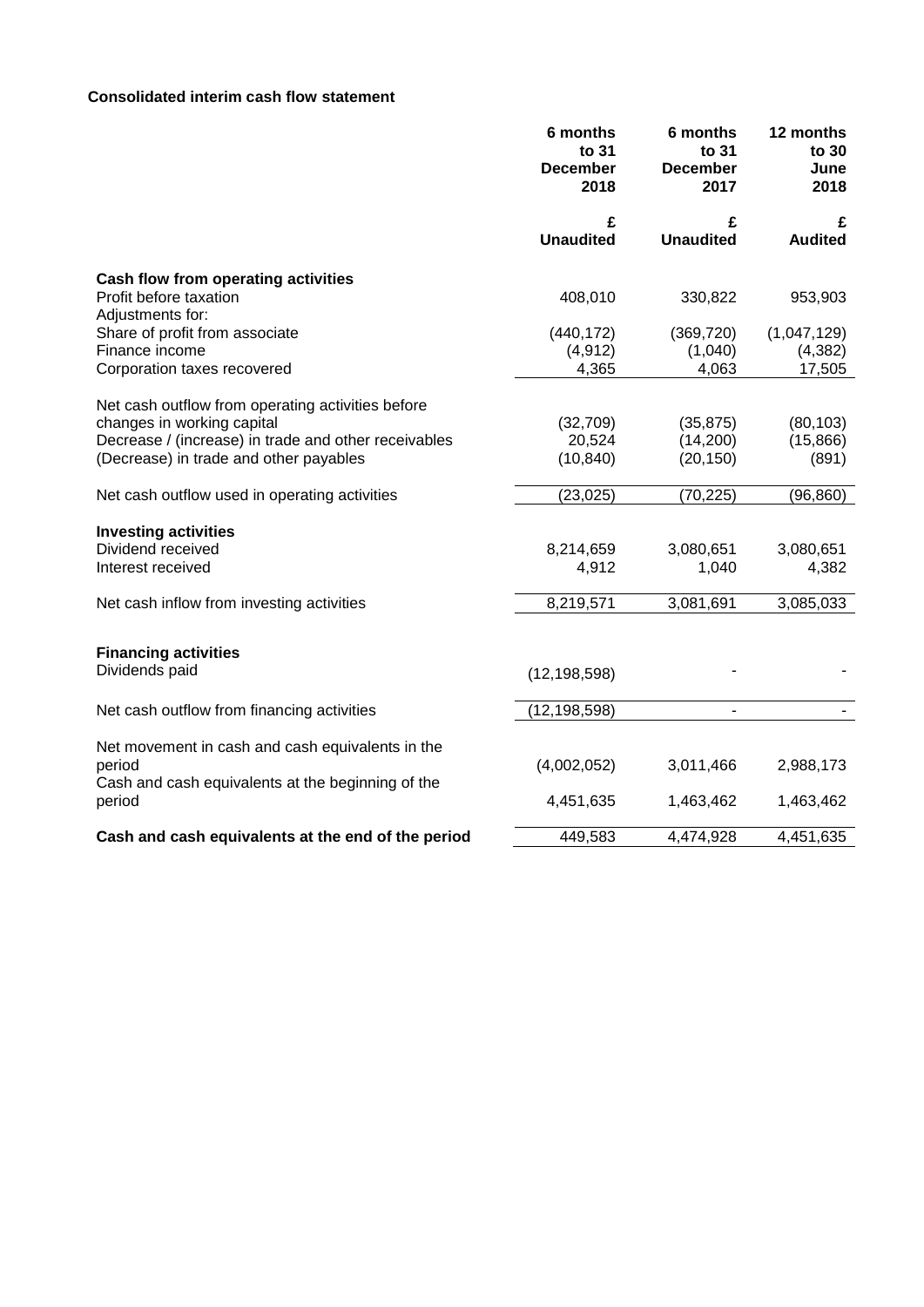**Consolidated interim cash flow statement**

| | 6 months to 31 December 2018 | 6 months to 31 December 2017 | 12 months to 30 June 2018 |
|---|---|---|---|
| | £ | £ | £ |
| | Unaudited | Unaudited | Audited |
| **Cash flow from operating activities** | | | |
| Profit before taxation | 408,010 | 330,822 | 953,903 |
| Adjustments for: | | | |
| Share of profit from associate | (440,172) | (369,720) | (1,047,129) |
| Finance income | (4,912) | (1,040) | (4,382) |
| Corporation taxes recovered | 4,365 | 4,063 | 17,505 |
| Net cash outflow from operating activities before changes in working capital | (32,709) | (35,875) | (80,103) |
| Decrease / (increase) in trade and other receivables | 20,524 | (14,200) | (15,866) |
| (Decrease) in trade and other payables | (10,840) | (20,150) | (891) |
| Net cash outflow used in operating activities | (23,025) | (70,225) | (96,860) |
| **Investing activities** | | | |
| Dividend received | 8,214,659 | 3,080,651 | 3,080,651 |
| Interest received | 4,912 | 1,040 | 4,382 |
| Net cash inflow from investing activities | 8,219,571 | 3,081,691 | 3,085,033 |
| **Financing activities** | | | |
| Dividends paid | (12,198,598) | - | - |
| Net cash outflow from financing activities | (12,198,598) | - | - |
| Net movement in cash and cash equivalents in the period | (4,002,052) | 3,011,466 | 2,988,173 |
| Cash and cash equivalents at the beginning of the period | 4,451,635 | 1,463,462 | 1,463,462 |
| **Cash and cash equivalents at the end of the period** | 449,583 | 4,474,928 | 4,451,635 |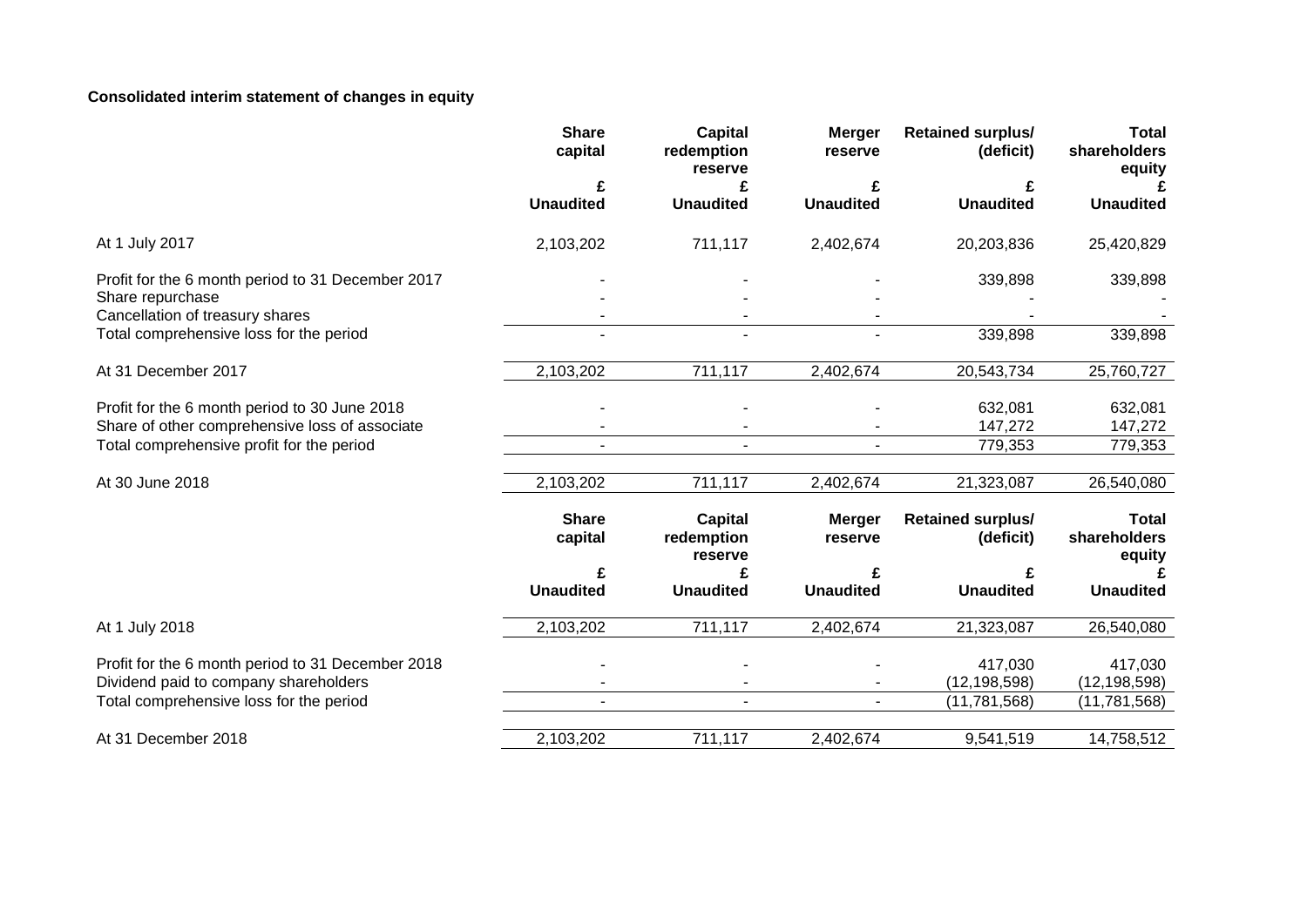**Consolidated interim statement of changes in equity**

| | Share capital | Capital redemption reserve | Merger reserve | Retained surplus/ (deficit) | Total shareholders equity |
|---|---|---|---|---|---|
| | £ | £ | £ | £ | £ |
| | Unaudited | Unaudited | Unaudited | Unaudited | Unaudited |
| At 1 July 2017 | 2,103,202 | 711,117 | 2,402,674 | 20,203,836 | 25,420,829 |
| Profit for the 6 month period to 31 December 2017 | - | - | - | 339,898 | 339,898 |
| Share repurchase | - | - | - | - | - |
| Cancellation of treasury shares | - | - | - | - | - |
| Total comprehensive loss for the period | - | - | - | 339,898 | 339,898 |
| At 31 December 2017 | 2,103,202 | 711,117 | 2,402,674 | 20,543,734 | 25,760,727 |
| Profit for the 6 month period to 30 June 2018 | - | - | - | 632,081 | 632,081 |
| Share of other comprehensive loss of associate | - | - | - | 147,272 | 147,272 |
| Total comprehensive profit for the period | - | - | - | 779,353 | 779,353 |
| At 30 June 2018 | 2,103,202 | 711,117 | 2,402,674 | 21,323,087 | 26,540,080 |

| | Share capital | Capital redemption reserve | Merger reserve | Retained surplus/ (deficit) | Total shareholders equity |
|---|---|---|---|---|---|
| | £ | £ | £ | £ | £ |
| | Unaudited | Unaudited | Unaudited | Unaudited | Unaudited |
| At 1 July 2018 | 2,103,202 | 711,117 | 2,402,674 | 21,323,087 | 26,540,080 |
| Profit for the 6 month period to 31 December 2018 | - | - | - | 417,030 | 417,030 |
| Dividend paid to company shareholders | - | - | - | (12,198,598) | (12,198,598) |
| Total comprehensive loss for the period | - | - | - | (11,781,568) | (11,781,568) |
| At 31 December 2018 | 2,103,202 | 711,117 | 2,402,674 | 9,541,519 | 14,758,512 |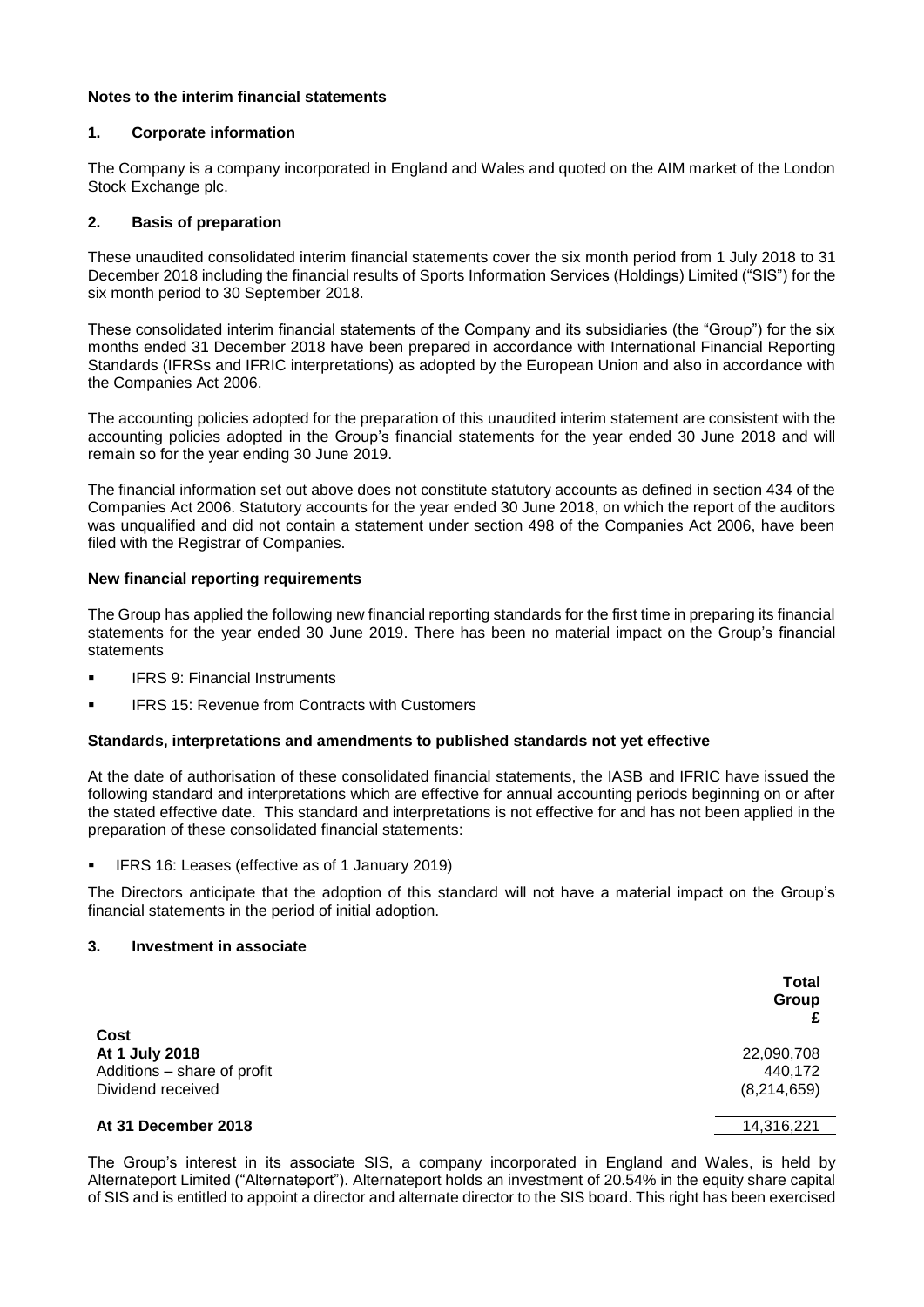**Notes to the interim financial statements**

**1. Corporate information**

The Company is a company incorporated in England and Wales and quoted on the AIM market of the London Stock Exchange plc.

**2. Basis of preparation**

These unaudited consolidated interim financial statements cover the six month period from 1 July 2018 to 31 December 2018 including the financial results of Sports Information Services (Holdings) Limited ("SIS") for the six month period to 30 September 2018.

These consolidated interim financial statements of the Company and its subsidiaries (the "Group") for the six months ended 31 December 2018 have been prepared in accordance with International Financial Reporting Standards (IFRSs and IFRIC interpretations) as adopted by the European Union and also in accordance with the Companies Act 2006.

The accounting policies adopted for the preparation of this unaudited interim statement are consistent with the accounting policies adopted in the Group's financial statements for the year ended 30 June 2018 and will remain so for the year ending 30 June 2019.

The financial information set out above does not constitute statutory accounts as defined in section 434 of the Companies Act 2006. Statutory accounts for the year ended 30 June 2018, on which the report of the auditors was unqualified and did not contain a statement under section 498 of the Companies Act 2006, have been filed with the Registrar of Companies.

**New financial reporting requirements**

The Group has applied the following new financial reporting standards for the first time in preparing its financial statements for the year ended 30 June 2019. There has been no material impact on the Group's financial statements

- IFRS 9: Financial Instruments
- IFRS 15: Revenue from Contracts with Customers

**Standards, interpretations and amendments to published standards not yet effective**

At the date of authorisation of these consolidated financial statements, the IASB and IFRIC have issued the following standard and interpretations which are effective for annual accounting periods beginning on or after the stated effective date. This standard and interpretations is not effective for and has not been applied in the preparation of these consolidated financial statements:

- IFRS 16: Leases (effective as of 1 January 2019)

The Directors anticipate that the adoption of this standard will not have a material impact on the Group's financial statements in the period of initial adoption.

**3. Investment in associate**

| | **Total Group £** |
|---|---|
| **Cost** | |
| **At 1 July 2018** | 22,090,708 |
| Additions – share of profit | 440,172 |
| Dividend received | (8,214,659) |
| **At 31 December 2018** | 14,316,221 |

The Group's interest in its associate SIS, a company incorporated in England and Wales, is held by Alternateport Limited ("Alternateport"). Alternateport holds an investment of 20.54% in the equity share capital of SIS and is entitled to appoint a director and alternate director to the SIS board. This right has been exercised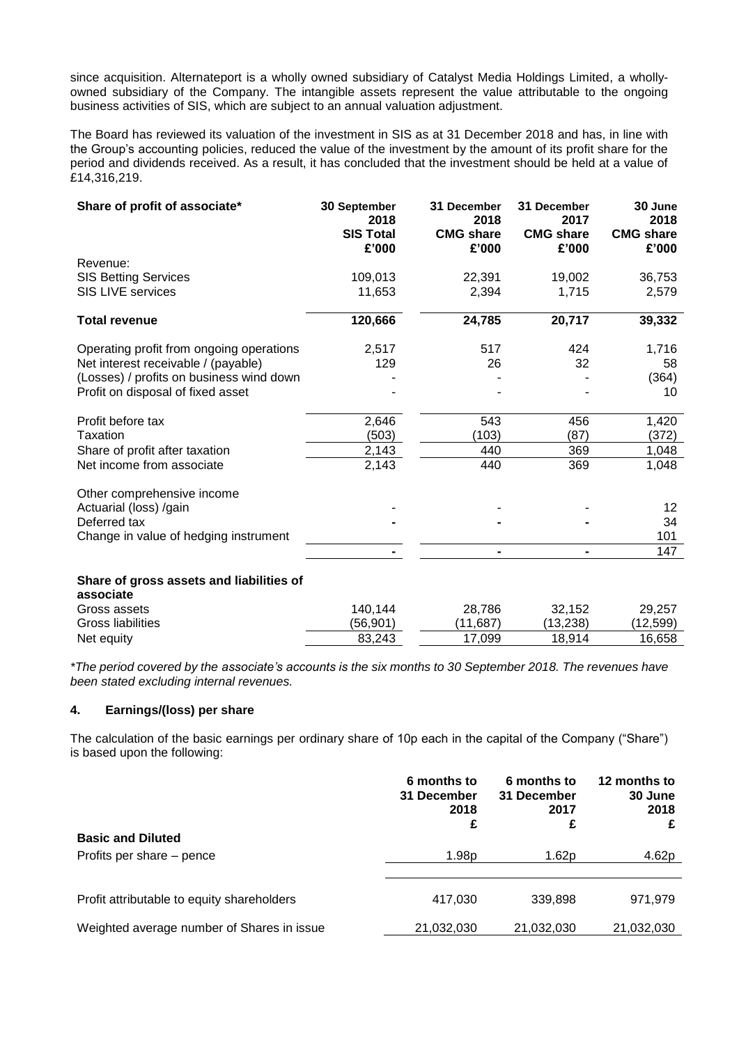since acquisition. Alternateport is a wholly owned subsidiary of Catalyst Media Holdings Limited, a wholly-owned subsidiary of the Company. The intangible assets represent the value attributable to the ongoing business activities of SIS, which are subject to an annual valuation adjustment.

The Board has reviewed its valuation of the investment in SIS as at 31 December 2018 and has, in line with the Group's accounting policies, reduced the value of the investment by the amount of its profit share for the period and dividends received. As a result, it has concluded that the investment should be held at a value of £14,316,219.

| Share of profit of associate* | 30 September 2018 SIS Total £'000 | 31 December 2018 CMG share £'000 | 31 December 2017 CMG share £'000 | 30 June 2018 CMG share £'000 |
|---|---|---|---|---|
| Revenue: | | | | |
| SIS Betting Services | 109,013 | 22,391 | 19,002 | 36,753 |
| SIS LIVE services | 11,653 | 2,394 | 1,715 | 2,579 |
| **Total revenue** | **120,666** | **24,785** | **20,717** | **39,332** |
| Operating profit from ongoing operations | 2,517 | 517 | 424 | 1,716 |
| Net interest receivable / (payable) | 129 | 26 | 32 | 58 |
| (Losses) / profits on business wind down | - | - | - | (364) |
| Profit on disposal of fixed asset | - | - | - | 10 |
| Profit before tax | 2,646 | 543 | 456 | 1,420 |
| Taxation | (503) | (103) | (87) | (372) |
| Share of profit after taxation | 2,143 | 440 | 369 | 1,048 |
| Net income from associate | 2,143 | 440 | 369 | 1,048 |
| Other comprehensive income | | | | |
| Actuarial (loss) /gain | - | - | - | 12 |
| Deferred tax | - | - | - | 34 |
| Change in value of hedging instrument | | | | 101 |
| | - | - | - | 147 |
| **Share of gross assets and liabilities of associate** | | | | |
| Gross assets | 140,144 | 28,786 | 32,152 | 29,257 |
| Gross liabilities | (56,901) | (11,687) | (13,238) | (12,599) |
| Net equity | 83,243 | 17,099 | 18,914 | 16,658 |

*\*The period covered by the associate's accounts is the six months to 30 September 2018. The revenues have been stated excluding internal revenues.*

## 4. Earnings/(loss) per share

The calculation of the basic earnings per ordinary share of 10p each in the capital of the Company ("Share") is based upon the following:

| | 6 months to 31 December 2018 £ | 6 months to 31 December 2017 £ | 12 months to 30 June 2018 £ |
|---|---|---|---|
| **Basic and Diluted** | | | |
| Profits per share – pence | 1.98p | 1.62p | 4.62p |
| Profit attributable to equity shareholders | 417,030 | 339,898 | 971,979 |
| Weighted average number of Shares in issue | 21,032,030 | 21,032,030 | 21,032,030 |